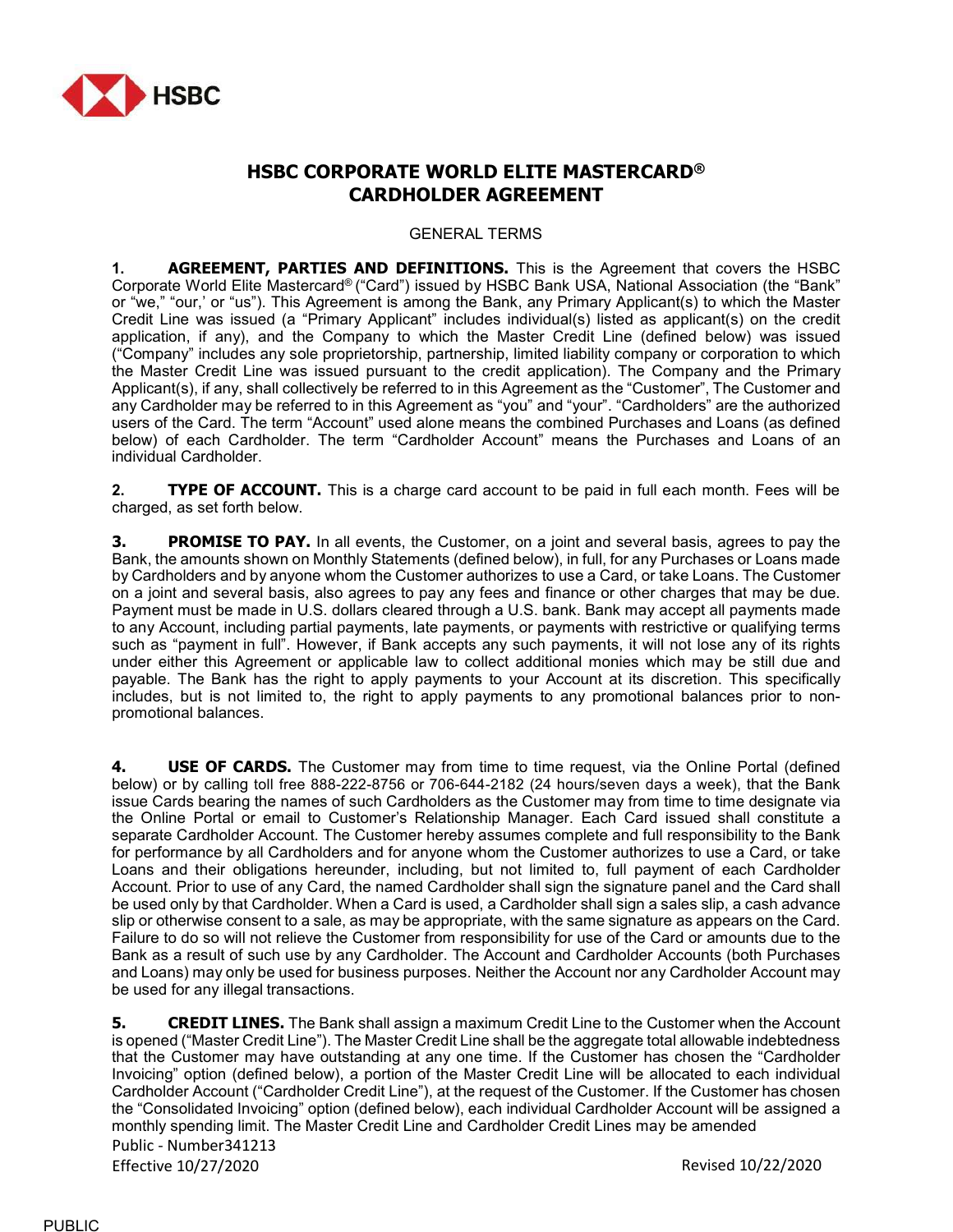# HSBC CORPORATE WORLD ELITE MASTERCARD® CARDHOLDER AGREEMENT

GENERAL TERMS

**1. AGREEMENT, PARTIES AND DEFINITIONS.** This is the Agreement that covers the HSBC Corporate World Elite Mastercard® ("Card") issued by HSBC Bank USA, National Association (the "Bank" or "we," "our,' or "us"). This Agreement is among the Bank, any Primary Applicant(s) to which the Master Credit Line was issued (a "Primary Applicant" includes individual(s) listed as applicant(s) on the credit application, if any), and the Company to which the Master Credit Line (defined below) was issued ("Company" includes any sole proprietorship, partnership, limited liability company or corporation to which the Master Credit Line was issued pursuant to the credit application). The Company and the Primary Applicant(s), if any, shall collectively be referred to in this Agreement as the "Customer", The Customer and any Cardholder may be referred to in this Agreement as "you" and "your". "Cardholders" are the authorized users of the Card. The term "Account" used alone means the combined Purchases and Loans (as defined below) of each Cardholder. The term "Cardholder Account" means the Purchases and Loans of an individual Cardholder.

**2. TYPE OF ACCOUNT.** This is a charge card account to be paid in full each month. Fees will be charged, as set forth below.

**3. PROMISE TO PAY.** In all events, the Customer, on a joint and several basis, agrees to pay the Bank, the amounts shown on Monthly Statements (defined below), in full, for any Purchases or Loans made by Cardholders and by anyone whom the Customer authorizes to use a Card, or take Loans. The Customer on a joint and several basis, also agrees to pay any fees and finance or other charges that may be due. Payment must be made in U.S. dollars cleared through a U.S. bank. Bank may accept all payments made to any Account, including partial payments, late payments, or payments with restrictive or qualifying terms such as "payment in full". However, if Bank accepts any such payments, it will not lose any of its rights under either this Agreement or applicable law to collect additional monies which may be still due and payable. The Bank has the right to apply payments to your Account at its discretion. This specifically includes, but is not limited to, the right to apply payments to any promotional balances prior to non-promotional balances.

**4. USE OF CARDS.** The Customer may from time to time request, via the Online Portal (defined below) or by calling toll free 888-222-8756 or 706-644-2182 (24 hours/seven days a week), that the Bank issue Cards bearing the names of such Cardholders as the Customer may from time to time designate via the Online Portal or email to Customer's Relationship Manager. Each Card issued shall constitute a separate Cardholder Account. The Customer hereby assumes complete and full responsibility to the Bank for performance by all Cardholders and for anyone whom the Customer authorizes to use a Card, or take Loans and their obligations hereunder, including, but not limited to, full payment of each Cardholder Account. Prior to use of any Card, the named Cardholder shall sign the signature panel and the Card shall be used only by that Cardholder. When a Card is used, a Cardholder shall sign a sales slip, a cash advance slip or otherwise consent to a sale, as may be appropriate, with the same signature as appears on the Card. Failure to do so will not relieve the Customer from responsibility for use of the Card or amounts due to the Bank as a result of such use by any Cardholder. The Account and Cardholder Accounts (both Purchases and Loans) may only be used for business purposes. Neither the Account nor any Cardholder Account may be used for any illegal transactions.

**5. CREDIT LINES.** The Bank shall assign a maximum Credit Line to the Customer when the Account is opened ("Master Credit Line"). The Master Credit Line shall be the aggregate total allowable indebtedness that the Customer may have outstanding at any one time. If the Customer has chosen the "Cardholder Invoicing" option (defined below), a portion of the Master Credit Line will be allocated to each individual Cardholder Account ("Cardholder Credit Line"), at the request of the Customer. If the Customer has chosen the "Consolidated Invoicing" option (defined below), each individual Cardholder Account will be assigned a monthly spending limit. The Master Credit Line and Cardholder Credit Lines may be amended

Public - Number341213

Effective 10/27/2020 Revised 10/22/2020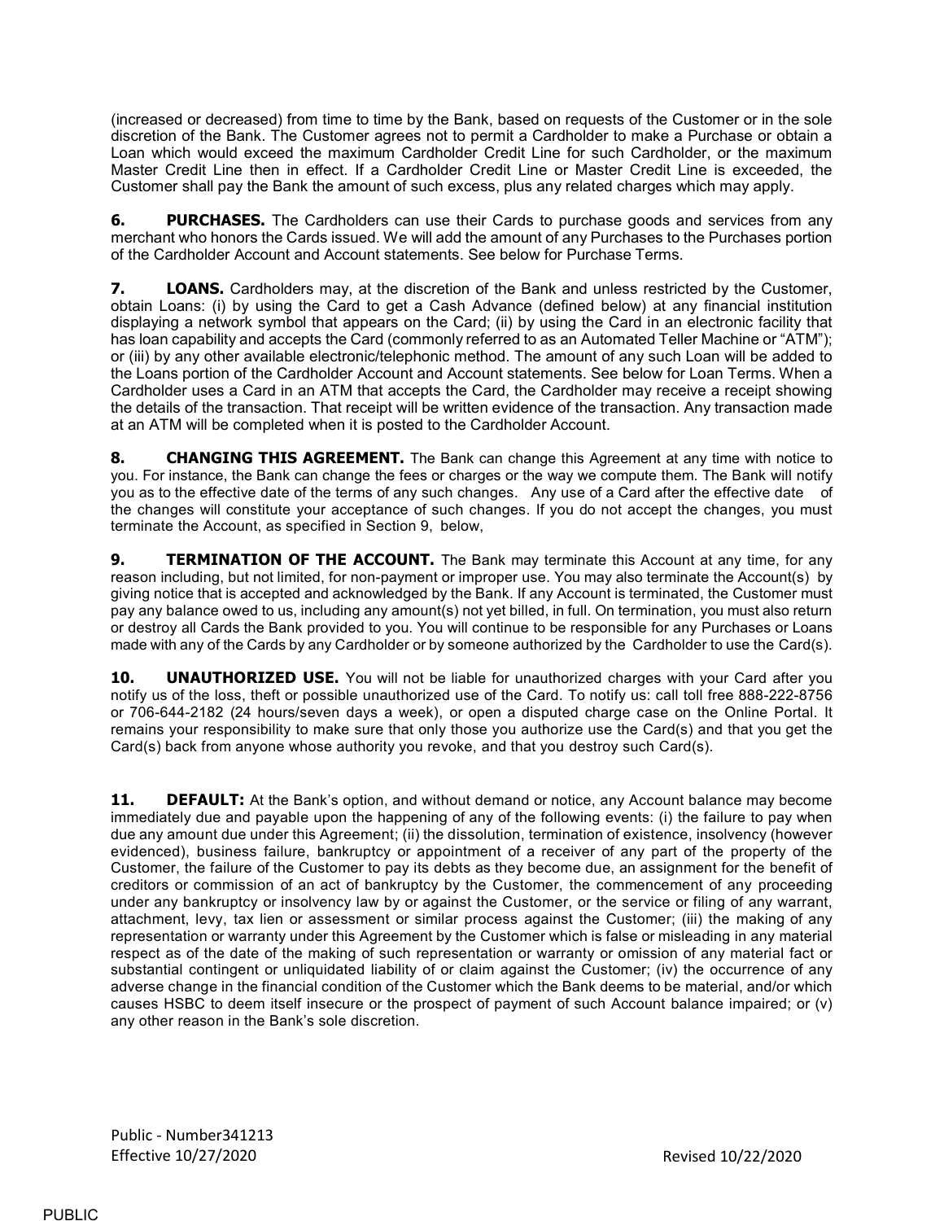(increased or decreased) from time to time by the Bank, based on requests of the Customer or in the sole discretion of the Bank. The Customer agrees not to permit a Cardholder to make a Purchase or obtain a Loan which would exceed the maximum Cardholder Credit Line for such Cardholder, or the maximum Master Credit Line then in effect. If a Cardholder Credit Line or Master Credit Line is exceeded, the Customer shall pay the Bank the amount of such excess, plus any related charges which may apply.

**6. PURCHASES.** The Cardholders can use their Cards to purchase goods and services from any merchant who honors the Cards issued. We will add the amount of any Purchases to the Purchases portion of the Cardholder Account and Account statements. See below for Purchase Terms.

**7. LOANS.** Cardholders may, at the discretion of the Bank and unless restricted by the Customer, obtain Loans: (i) by using the Card to get a Cash Advance (defined below) at any financial institution displaying a network symbol that appears on the Card; (ii) by using the Card in an electronic facility that has loan capability and accepts the Card (commonly referred to as an Automated Teller Machine or "ATM"); or (iii) by any other available electronic/telephonic method. The amount of any such Loan will be added to the Loans portion of the Cardholder Account and Account statements. See below for Loan Terms. When a Cardholder uses a Card in an ATM that accepts the Card, the Cardholder may receive a receipt showing the details of the transaction. That receipt will be written evidence of the transaction. Any transaction made at an ATM will be completed when it is posted to the Cardholder Account.

**8. CHANGING THIS AGREEMENT.** The Bank can change this Agreement at any time with notice to you. For instance, the Bank can change the fees or charges or the way we compute them. The Bank will notify you as to the effective date of the terms of any such changes. Any use of a Card after the effective date of the changes will constitute your acceptance of such changes. If you do not accept the changes, you must terminate the Account, as specified in Section 9, below,

**9. TERMINATION OF THE ACCOUNT.** The Bank may terminate this Account at any time, for any reason including, but not limited, for non-payment or improper use. You may also terminate the Account(s) by giving notice that is accepted and acknowledged by the Bank. If any Account is terminated, the Customer must pay any balance owed to us, including any amount(s) not yet billed, in full. On termination, you must also return or destroy all Cards the Bank provided to you. You will continue to be responsible for any Purchases or Loans made with any of the Cards by any Cardholder or by someone authorized by the Cardholder to use the Card(s).

**10. UNAUTHORIZED USE.** You will not be liable for unauthorized charges with your Card after you notify us of the loss, theft or possible unauthorized use of the Card. To notify us: call toll free 888-222-8756 or 706-644-2182 (24 hours/seven days a week), or open a disputed charge case on the Online Portal. It remains your responsibility to make sure that only those you authorize use the Card(s) and that you get the Card(s) back from anyone whose authority you revoke, and that you destroy such Card(s).

**11. DEFAULT:** At the Bank's option, and without demand or notice, any Account balance may become immediately due and payable upon the happening of any of the following events: (i) the failure to pay when due any amount due under this Agreement; (ii) the dissolution, termination of existence, insolvency (however evidenced), business failure, bankruptcy or appointment of a receiver of any part of the property of the Customer, the failure of the Customer to pay its debts as they become due, an assignment for the benefit of creditors or commission of an act of bankruptcy by the Customer, the commencement of any proceeding under any bankruptcy or insolvency law by or against the Customer, or the service or filing of any warrant, attachment, levy, tax lien or assessment or similar process against the Customer; (iii) the making of any representation or warranty under this Agreement by the Customer which is false or misleading in any material respect as of the date of the making of such representation or warranty or omission of any material fact or substantial contingent or unliquidated liability of or claim against the Customer; (iv) the occurrence of any adverse change in the financial condition of the Customer which the Bank deems to be material, and/or which causes HSBC to deem itself insecure or the prospect of payment of such Account balance impaired; or (v) any other reason in the Bank's sole discretion.

Public - Number341213
Effective 10/27/2020 Revised 10/22/2020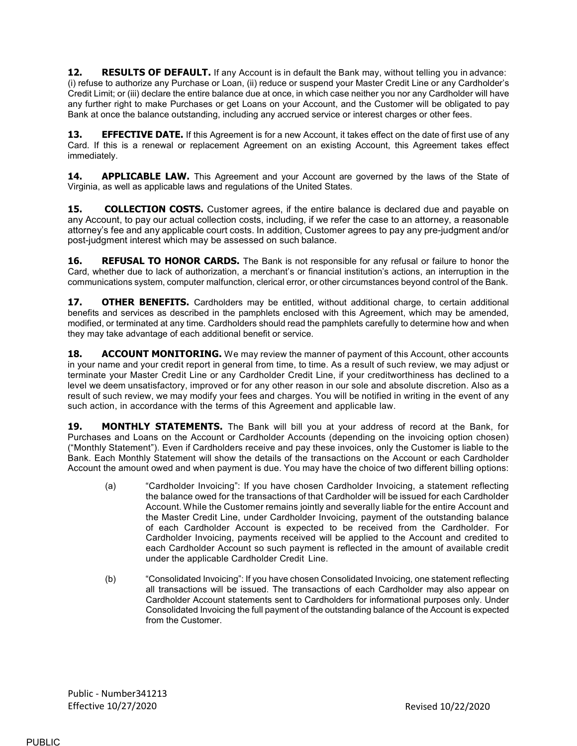**12. RESULTS OF DEFAULT.** If any Account is in default the Bank may, without telling you in advance: (i) refuse to authorize any Purchase or Loan, (ii) reduce or suspend your Master Credit Line or any Cardholder's Credit Limit; or (iii) declare the entire balance due at once, in which case neither you nor any Cardholder will have any further right to make Purchases or get Loans on your Account, and the Customer will be obligated to pay Bank at once the balance outstanding, including any accrued service or interest charges or other fees.

**13. EFFECTIVE DATE.** If this Agreement is for a new Account, it takes effect on the date of first use of any Card. If this is a renewal or replacement Agreement on an existing Account, this Agreement takes effect immediately.

**14. APPLICABLE LAW.** This Agreement and your Account are governed by the laws of the State of Virginia, as well as applicable laws and regulations of the United States.

**15. COLLECTION COSTS.** Customer agrees, if the entire balance is declared due and payable on any Account, to pay our actual collection costs, including, if we refer the case to an attorney, a reasonable attorney's fee and any applicable court costs. In addition, Customer agrees to pay any pre-judgment and/or post-judgment interest which may be assessed on such balance.

**16. REFUSAL TO HONOR CARDS.** The Bank is not responsible for any refusal or failure to honor the Card, whether due to lack of authorization, a merchant's or financial institution's actions, an interruption in the communications system, computer malfunction, clerical error, or other circumstances beyond control of the Bank.

**17. OTHER BENEFITS.** Cardholders may be entitled, without additional charge, to certain additional benefits and services as described in the pamphlets enclosed with this Agreement, which may be amended, modified, or terminated at any time. Cardholders should read the pamphlets carefully to determine how and when they may take advantage of each additional benefit or service.

**18. ACCOUNT MONITORING.** We may review the manner of payment of this Account, other accounts in your name and your credit report in general from time, to time. As a result of such review, we may adjust or terminate your Master Credit Line or any Cardholder Credit Line, if your creditworthiness has declined to a level we deem unsatisfactory, improved or for any other reason in our sole and absolute discretion. Also as a result of such review, we may modify your fees and charges. You will be notified in writing in the event of any such action, in accordance with the terms of this Agreement and applicable law.

**19. MONTHLY STATEMENTS.** The Bank will bill you at your address of record at the Bank, for Purchases and Loans on the Account or Cardholder Accounts (depending on the invoicing option chosen) ("Monthly Statement"). Even if Cardholders receive and pay these invoices, only the Customer is liable to the Bank. Each Monthly Statement will show the details of the transactions on the Account or each Cardholder Account the amount owed and when payment is due. You may have the choice of two different billing options:

(a) "Cardholder Invoicing": If you have chosen Cardholder Invoicing, a statement reflecting the balance owed for the transactions of that Cardholder will be issued for each Cardholder Account. While the Customer remains jointly and severally liable for the entire Account and the Master Credit Line, under Cardholder Invoicing, payment of the outstanding balance of each Cardholder Account is expected to be received from the Cardholder. For Cardholder Invoicing, payments received will be applied to the Account and credited to each Cardholder Account so such payment is reflected in the amount of available credit under the applicable Cardholder Credit Line.

(b) "Consolidated Invoicing": If you have chosen Consolidated Invoicing, one statement reflecting all transactions will be issued. The transactions of each Cardholder may also appear on Cardholder Account statements sent to Cardholders for informational purposes only. Under Consolidated Invoicing the full payment of the outstanding balance of the Account is expected from the Customer.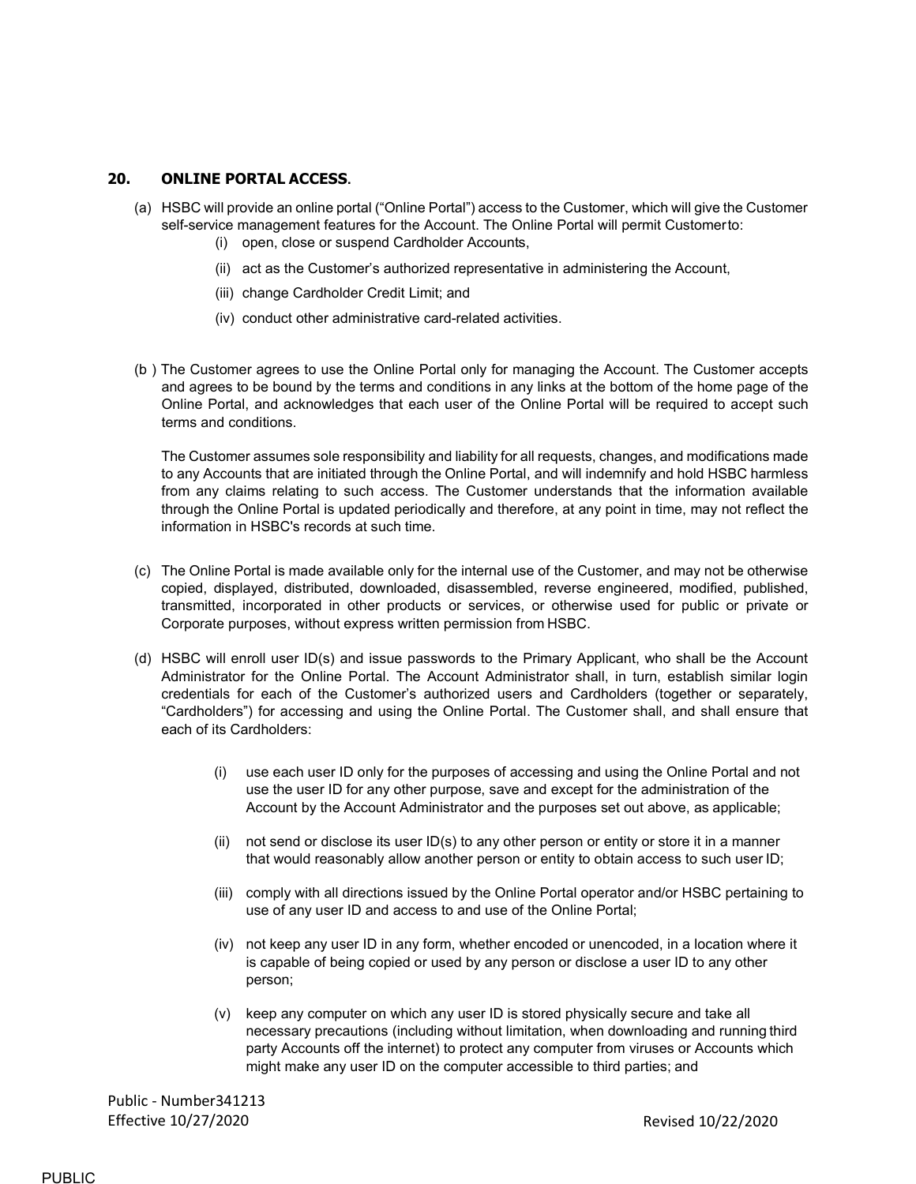## 20. **ONLINE PORTAL ACCESS**.

(a) HSBC will provide an online portal ("Online Portal") access to the Customer, which will give the Customer self-service management features for the Account. The Online Portal will permit Customerto:

  (i) open, close or suspend Cardholder Accounts,

  (ii) act as the Customer's authorized representative in administering the Account,

  (iii) change Cardholder Credit Limit; and

  (iv) conduct other administrative card-related activities.

(b ) The Customer agrees to use the Online Portal only for managing the Account. The Customer accepts and agrees to be bound by the terms and conditions in any links at the bottom of the home page of the Online Portal, and acknowledges that each user of the Online Portal will be required to accept such terms and conditions.

The Customer assumes sole responsibility and liability for all requests, changes, and modifications made to any Accounts that are initiated through the Online Portal, and will indemnify and hold HSBC harmless from any claims relating to such access. The Customer understands that the information available through the Online Portal is updated periodically and therefore, at any point in time, may not reflect the information in HSBC's records at such time.

(c) The Online Portal is made available only for the internal use of the Customer, and may not be otherwise copied, displayed, distributed, downloaded, disassembled, reverse engineered, modified, published, transmitted, incorporated in other products or services, or otherwise used for public or private or Corporate purposes, without express written permission from HSBC.

(d) HSBC will enroll user ID(s) and issue passwords to the Primary Applicant, who shall be the Account Administrator for the Online Portal. The Account Administrator shall, in turn, establish similar login credentials for each of the Customer's authorized users and Cardholders (together or separately, "Cardholders") for accessing and using the Online Portal. The Customer shall, and shall ensure that each of its Cardholders:

  (i) use each user ID only for the purposes of accessing and using the Online Portal and not use the user ID for any other purpose, save and except for the administration of the Account by the Account Administrator and the purposes set out above, as applicable;

  (ii) not send or disclose its user ID(s) to any other person or entity or store it in a manner that would reasonably allow another person or entity to obtain access to such user ID;

  (iii) comply with all directions issued by the Online Portal operator and/or HSBC pertaining to use of any user ID and access to and use of the Online Portal;

  (iv) not keep any user ID in any form, whether encoded or unencoded, in a location where it is capable of being copied or used by any person or disclose a user ID to any other person;

  (v) keep any computer on which any user ID is stored physically secure and take all necessary precautions (including without limitation, when downloading and running third party Accounts off the internet) to protect any computer from viruses or Accounts which might make any user ID on the computer accessible to third parties; and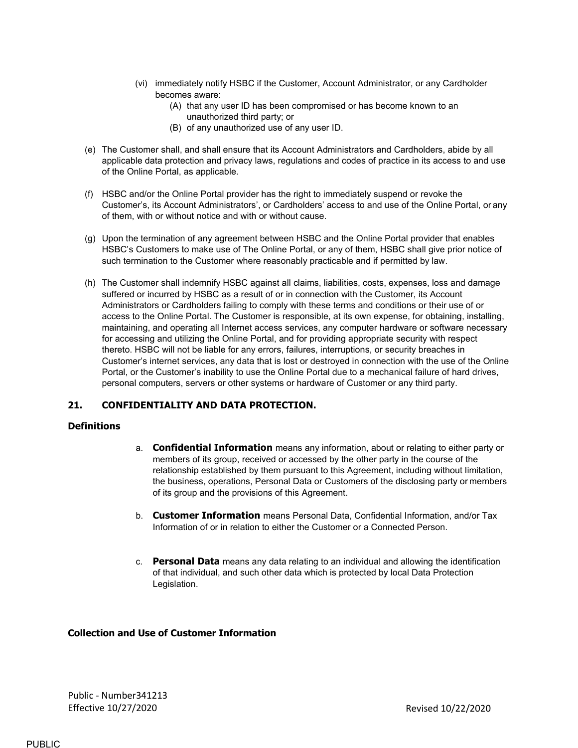(vi) immediately notify HSBC if the Customer, Account Administrator, or any Cardholder becomes aware:
   (A) that any user ID has been compromised or has become known to an unauthorized third party; or
   (B) of any unauthorized use of any user ID.

(e) The Customer shall, and shall ensure that its Account Administrators and Cardholders, abide by all applicable data protection and privacy laws, regulations and codes of practice in its access to and use of the Online Portal, as applicable.

(f) HSBC and/or the Online Portal provider has the right to immediately suspend or revoke the Customer's, its Account Administrators', or Cardholders' access to and use of the Online Portal, or any of them, with or without notice and with or without cause.

(g) Upon the termination of any agreement between HSBC and the Online Portal provider that enables HSBC's Customers to make use of The Online Portal, or any of them, HSBC shall give prior notice of such termination to the Customer where reasonably practicable and if permitted by law.

(h) The Customer shall indemnify HSBC against all claims, liabilities, costs, expenses, loss and damage suffered or incurred by HSBC as a result of or in connection with the Customer, its Account Administrators or Cardholders failing to comply with these terms and conditions or their use of or access to the Online Portal. The Customer is responsible, at its own expense, for obtaining, installing, maintaining, and operating all Internet access services, any computer hardware or software necessary for accessing and utilizing the Online Portal, and for providing appropriate security with respect thereto. HSBC will not be liable for any errors, failures, interruptions, or security breaches in Customer's internet services, any data that is lost or destroyed in connection with the use of the Online Portal, or the Customer's inability to use the Online Portal due to a mechanical failure of hard drives, personal computers, servers or other systems or hardware of Customer or any third party.

## 21. CONFIDENTIALITY AND DATA PROTECTION.

### Definitions

a. **Confidential Information** means any information, about or relating to either party or members of its group, received or accessed by the other party in the course of the relationship established by them pursuant to this Agreement, including without limitation, the business, operations, Personal Data or Customers of the disclosing party or members of its group and the provisions of this Agreement.

b. **Customer Information** means Personal Data, Confidential Information, and/or Tax Information of or in relation to either the Customer or a Connected Person.

c. **Personal Data** means any data relating to an individual and allowing the identification of that individual, and such other data which is protected by local Data Protection Legislation.

### Collection and Use of Customer Information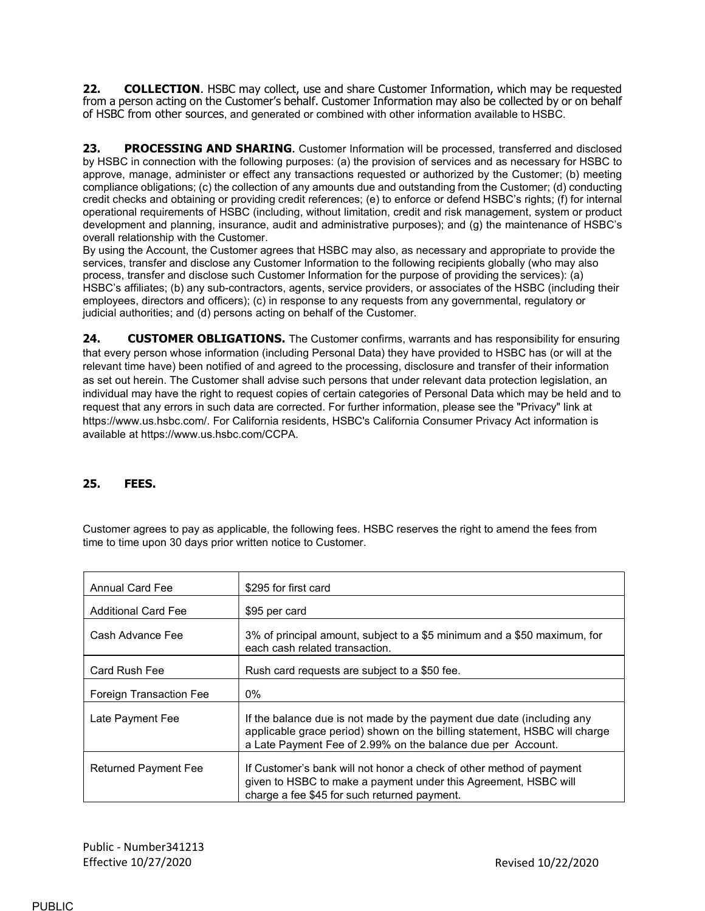**22. COLLECTION**. HSBC may collect, use and share Customer Information, which may be requested from a person acting on the Customer's behalf. Customer Information may also be collected by or on behalf of HSBC from other sources, and generated or combined with other information available to HSBC.

**23. PROCESSING AND SHARING**. Customer Information will be processed, transferred and disclosed by HSBC in connection with the following purposes: (a) the provision of services and as necessary for HSBC to approve, manage, administer or effect any transactions requested or authorized by the Customer; (b) meeting compliance obligations; (c) the collection of any amounts due and outstanding from the Customer; (d) conducting credit checks and obtaining or providing credit references; (e) to enforce or defend HSBC's rights; (f) for internal operational requirements of HSBC (including, without limitation, credit and risk management, system or product development and planning, insurance, audit and administrative purposes); and (g) the maintenance of HSBC's overall relationship with the Customer.

By using the Account, the Customer agrees that HSBC may also, as necessary and appropriate to provide the services, transfer and disclose any Customer Information to the following recipients globally (who may also process, transfer and disclose such Customer Information for the purpose of providing the services): (a) HSBC's affiliates; (b) any sub-contractors, agents, service providers, or associates of the HSBC (including their employees, directors and officers); (c) in response to any requests from any governmental, regulatory or judicial authorities; and (d) persons acting on behalf of the Customer.

**24. CUSTOMER OBLIGATIONS.** The Customer confirms, warrants and has responsibility for ensuring that every person whose information (including Personal Data) they have provided to HSBC has (or will at the relevant time have) been notified of and agreed to the processing, disclosure and transfer of their information as set out herein. The Customer shall advise such persons that under relevant data protection legislation, an individual may have the right to request copies of certain categories of Personal Data which may be held and to request that any errors in such data are corrected. For further information, please see the "Privacy" link at https://www.us.hsbc.com/. For California residents, HSBC's California Consumer Privacy Act information is available at https://www.us.hsbc.com/CCPA.

**25. FEES.**

Customer agrees to pay as applicable, the following fees. HSBC reserves the right to amend the fees from time to time upon 30 days prior written notice to Customer.

| | |
|---|---|
| Annual Card Fee | $295 for first card |
| Additional Card Fee | $95 per card |
| Cash Advance Fee | 3% of principal amount, subject to a $5 minimum and a $50 maximum, for each cash related transaction. |
| Card Rush Fee | Rush card requests are subject to a $50 fee. |
| Foreign Transaction Fee | 0% |
| Late Payment Fee | If the balance due is not made by the payment due date (including any applicable grace period) shown on the billing statement, HSBC will charge a Late Payment Fee of 2.99% on the balance due per Account. |
| Returned Payment Fee | If Customer's bank will not honor a check of other method of payment given to HSBC to make a payment under this Agreement, HSBC will charge a fee $45 for such returned payment. |

Public - Number341213
Effective 10/27/2020 Revised 10/22/2020